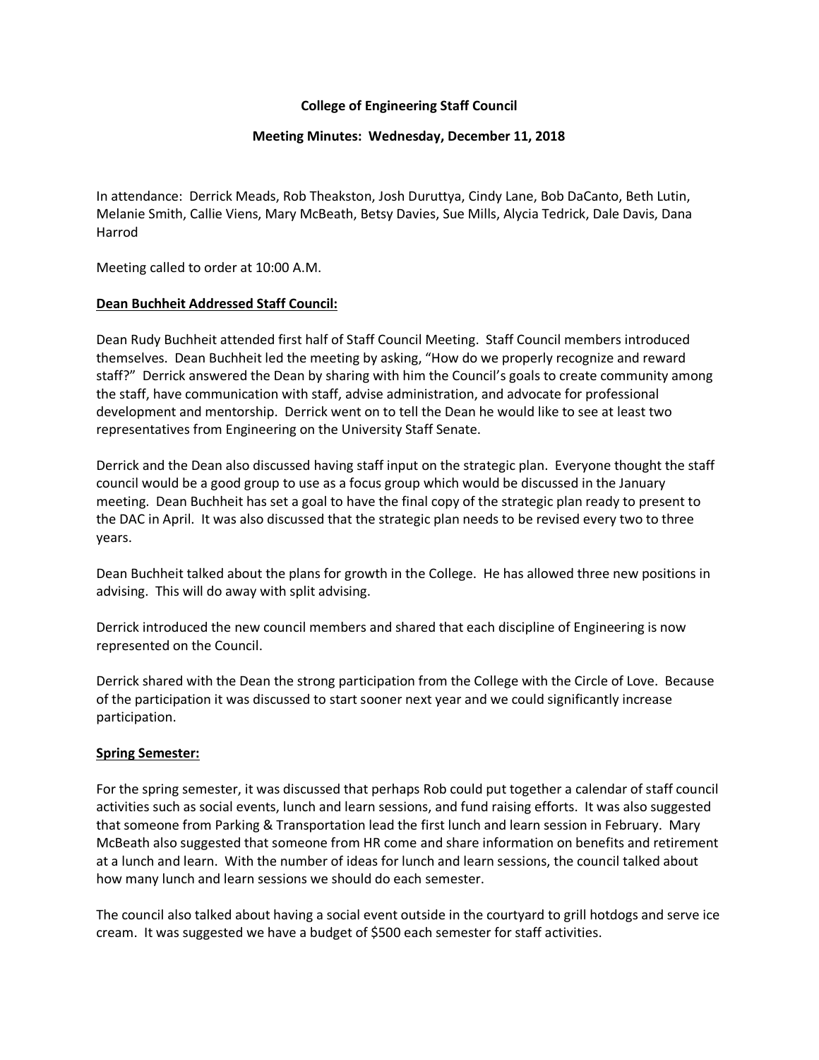**College of Engineering Staff Council**

**Meeting Minutes: Wednesday, December 11, 2018**

In attendance: Derrick Meads, Rob Theakston, Josh Duruttya, Cindy Lane, Bob DaCanto, Beth Lutin, Melanie Smith, Callie Viens, Mary McBeath, Betsy Davies, Sue Mills, Alycia Tedrick, Dale Davis, Dana Harrod

Meeting called to order at 10:00 A.M.

**Dean Buchheit Addressed Staff Council:**

Dean Rudy Buchheit attended first half of Staff Council Meeting. Staff Council members introduced themselves. Dean Buchheit led the meeting by asking, "How do we properly recognize and reward staff?" Derrick answered the Dean by sharing with him the Council's goals to create community among the staff, have communication with staff, advise administration, and advocate for professional development and mentorship. Derrick went on to tell the Dean he would like to see at least two representatives from Engineering on the University Staff Senate.

Derrick and the Dean also discussed having staff input on the strategic plan. Everyone thought the staff council would be a good group to use as a focus group which would be discussed in the January meeting. Dean Buchheit has set a goal to have the final copy of the strategic plan ready to present to the DAC in April. It was also discussed that the strategic plan needs to be revised every two to three years.

Dean Buchheit talked about the plans for growth in the College. He has allowed three new positions in advising. This will do away with split advising.

Derrick introduced the new council members and shared that each discipline of Engineering is now represented on the Council.

Derrick shared with the Dean the strong participation from the College with the Circle of Love. Because of the participation it was discussed to start sooner next year and we could significantly increase participation.

**Spring Semester:**

For the spring semester, it was discussed that perhaps Rob could put together a calendar of staff council activities such as social events, lunch and learn sessions, and fund raising efforts. It was also suggested that someone from Parking & Transportation lead the first lunch and learn session in February. Mary McBeath also suggested that someone from HR come and share information on benefits and retirement at a lunch and learn. With the number of ideas for lunch and learn sessions, the council talked about how many lunch and learn sessions we should do each semester.

The council also talked about having a social event outside in the courtyard to grill hotdogs and serve ice cream. It was suggested we have a budget of $500 each semester for staff activities.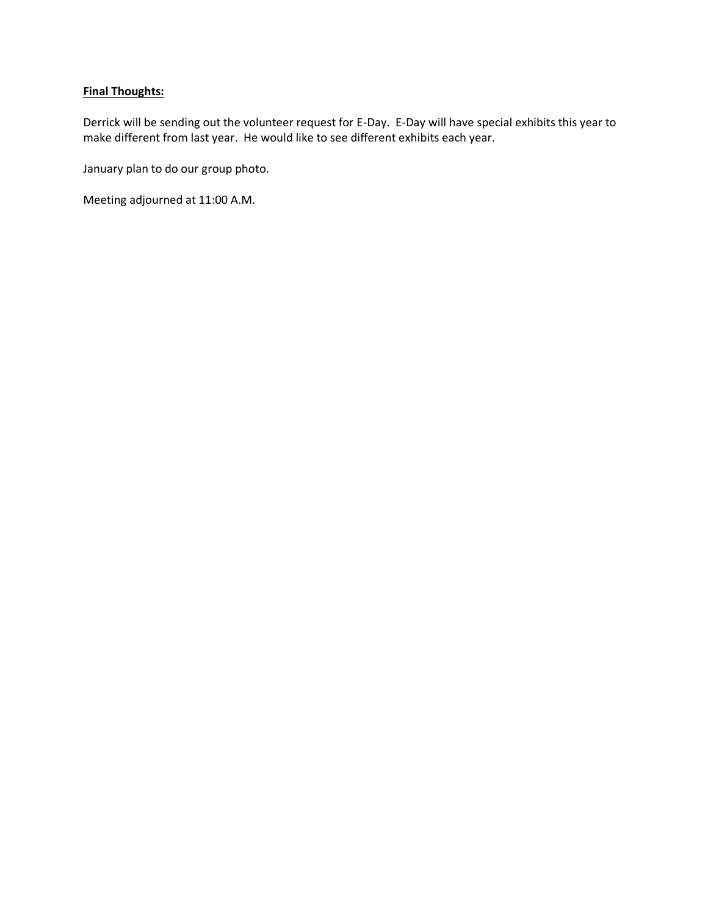**Final Thoughts:**

Derrick will be sending out the volunteer request for E-Day. E-Day will have special exhibits this year to make different from last year. He would like to see different exhibits each year.

January plan to do our group photo.

Meeting adjourned at 11:00 A.M.